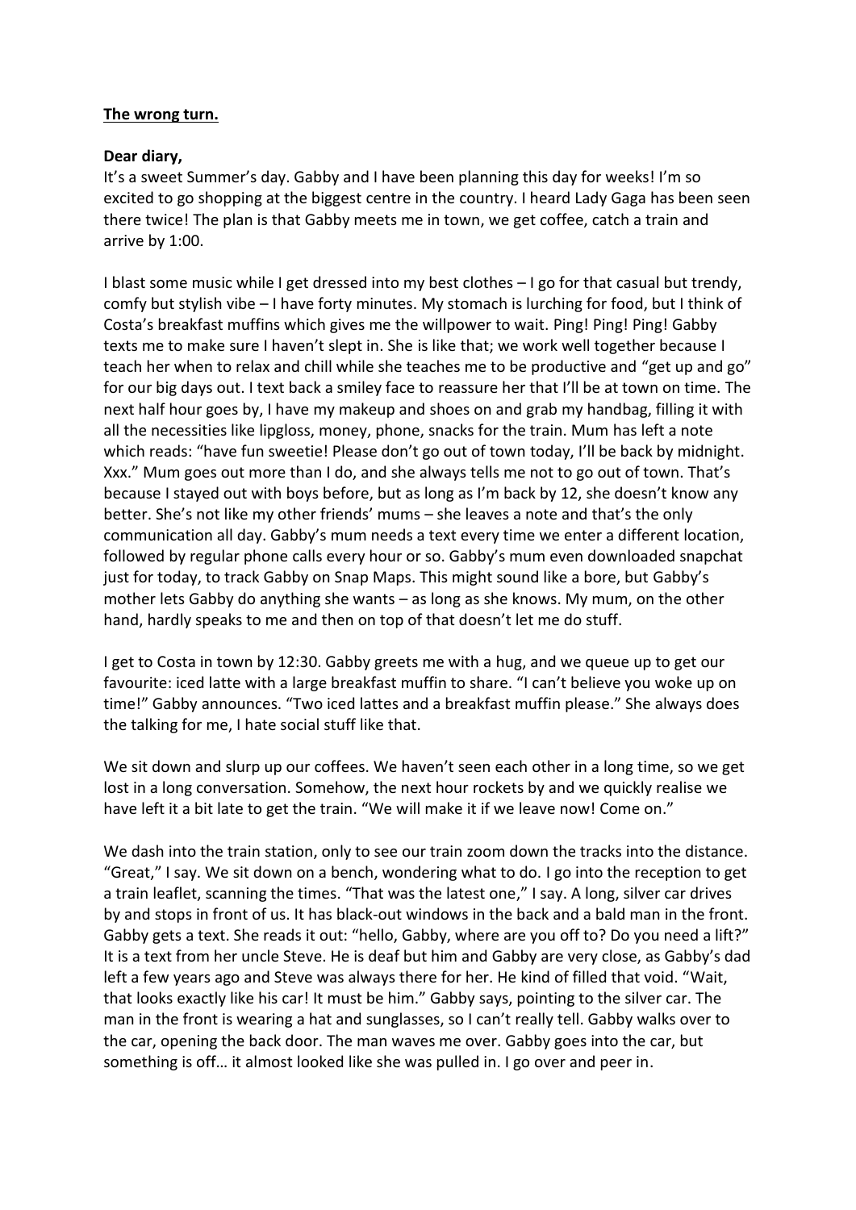**The wrong turn.**

**Dear diary,**

It's a sweet Summer's day. Gabby and I have been planning this day for weeks! I'm so excited to go shopping at the biggest centre in the country. I heard Lady Gaga has been seen there twice! The plan is that Gabby meets me in town, we get coffee, catch a train and arrive by 1:00.

I blast some music while I get dressed into my best clothes – I go for that casual but trendy, comfy but stylish vibe – I have forty minutes. My stomach is lurching for food, but I think of Costa's breakfast muffins which gives me the willpower to wait. Ping! Ping! Ping! Gabby texts me to make sure I haven't slept in. She is like that; we work well together because I teach her when to relax and chill while she teaches me to be productive and "get up and go" for our big days out. I text back a smiley face to reassure her that I'll be at town on time. The next half hour goes by, I have my makeup and shoes on and grab my handbag, filling it with all the necessities like lipgloss, money, phone, snacks for the train. Mum has left a note which reads: "have fun sweetie! Please don't go out of town today, I'll be back by midnight. Xxx." Mum goes out more than I do, and she always tells me not to go out of town. That's because I stayed out with boys before, but as long as I'm back by 12, she doesn't know any better. She's not like my other friends' mums – she leaves a note and that's the only communication all day. Gabby's mum needs a text every time we enter a different location, followed by regular phone calls every hour or so. Gabby's mum even downloaded snapchat just for today, to track Gabby on Snap Maps. This might sound like a bore, but Gabby's mother lets Gabby do anything she wants – as long as she knows. My mum, on the other hand, hardly speaks to me and then on top of that doesn't let me do stuff.

I get to Costa in town by 12:30. Gabby greets me with a hug, and we queue up to get our favourite: iced latte with a large breakfast muffin to share. "I can't believe you woke up on time!" Gabby announces. "Two iced lattes and a breakfast muffin please." She always does the talking for me, I hate social stuff like that.

We sit down and slurp up our coffees. We haven't seen each other in a long time, so we get lost in a long conversation. Somehow, the next hour rockets by and we quickly realise we have left it a bit late to get the train. "We will make it if we leave now! Come on."

We dash into the train station, only to see our train zoom down the tracks into the distance. "Great," I say. We sit down on a bench, wondering what to do. I go into the reception to get a train leaflet, scanning the times. "That was the latest one," I say. A long, silver car drives by and stops in front of us. It has black-out windows in the back and a bald man in the front. Gabby gets a text. She reads it out: "hello, Gabby, where are you off to? Do you need a lift?" It is a text from her uncle Steve. He is deaf but him and Gabby are very close, as Gabby's dad left a few years ago and Steve was always there for her. He kind of filled that void. "Wait, that looks exactly like his car! It must be him." Gabby says, pointing to the silver car. The man in the front is wearing a hat and sunglasses, so I can't really tell. Gabby walks over to the car, opening the back door. The man waves me over. Gabby goes into the car, but something is off… it almost looked like she was pulled in. I go over and peer in.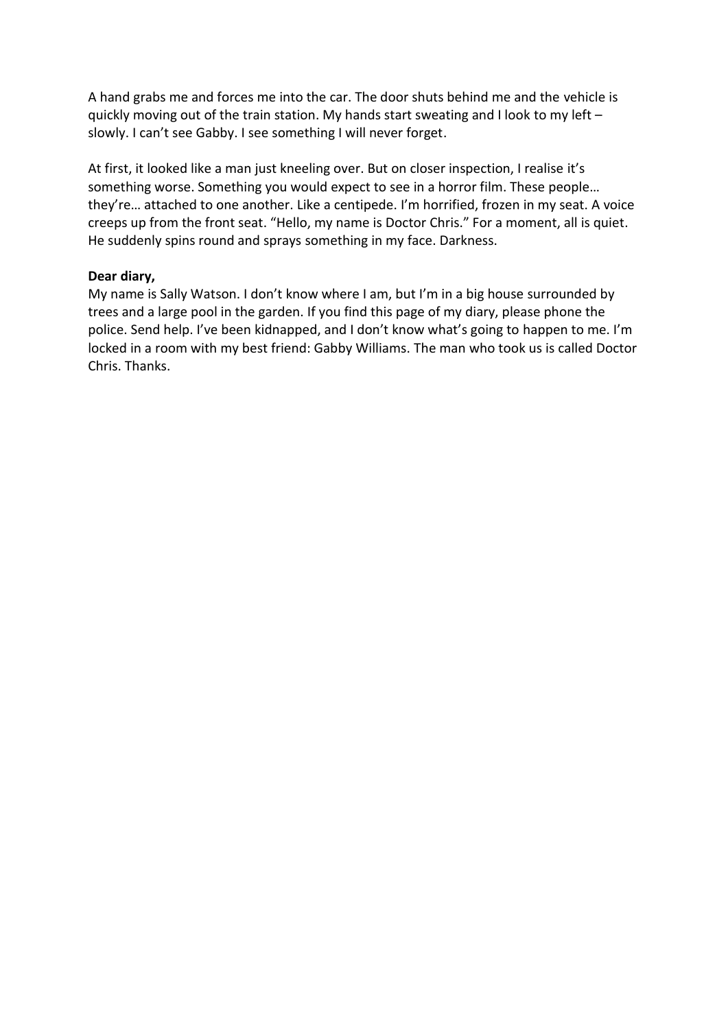A hand grabs me and forces me into the car. The door shuts behind me and the vehicle is quickly moving out of the train station. My hands start sweating and I look to my left – slowly. I can't see Gabby. I see something I will never forget.

At first, it looked like a man just kneeling over. But on closer inspection, I realise it's something worse. Something you would expect to see in a horror film. These people… they're… attached to one another. Like a centipede. I'm horrified, frozen in my seat. A voice creeps up from the front seat. "Hello, my name is Doctor Chris." For a moment, all is quiet. He suddenly spins round and sprays something in my face. Darkness.

**Dear diary,**

My name is Sally Watson. I don't know where I am, but I'm in a big house surrounded by trees and a large pool in the garden. If you find this page of my diary, please phone the police. Send help. I've been kidnapped, and I don't know what's going to happen to me. I'm locked in a room with my best friend: Gabby Williams. The man who took us is called Doctor Chris. Thanks.